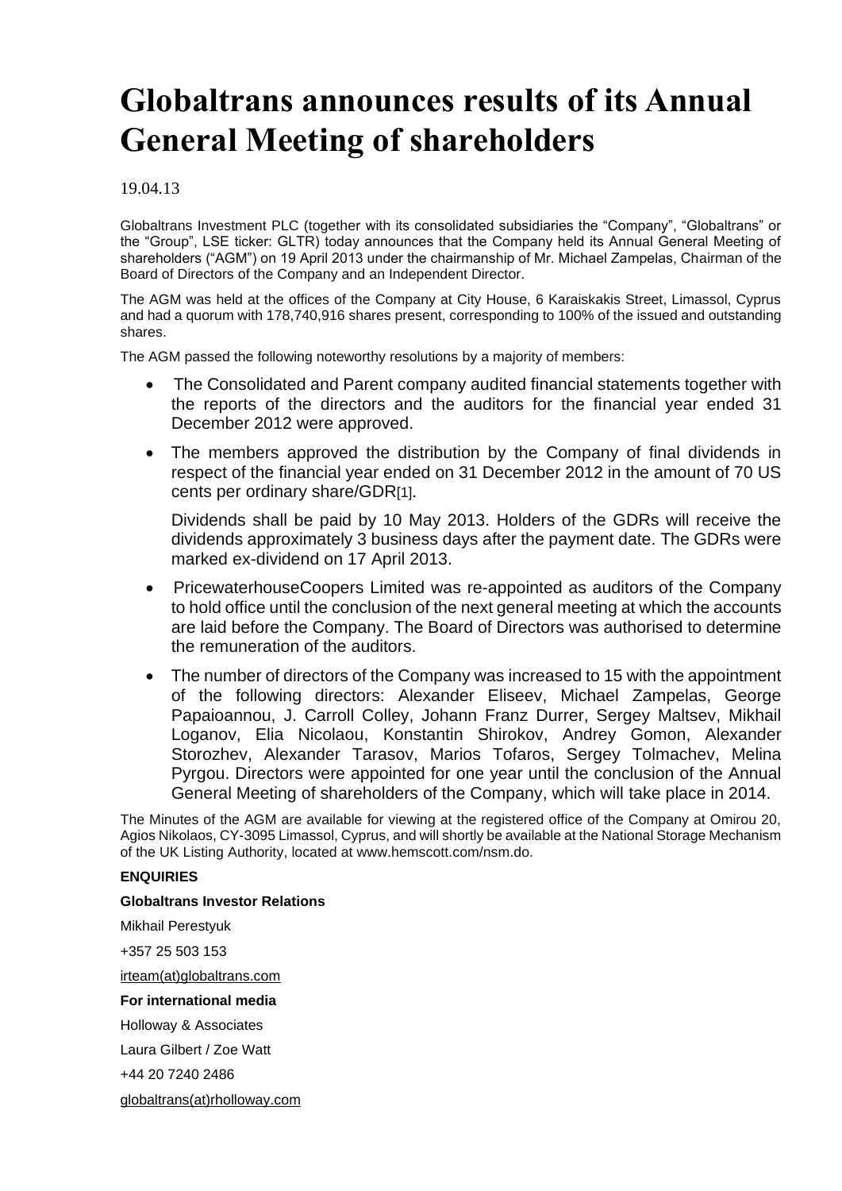# Globaltrans announces results of its Annual General Meeting of shareholders

19.04.13

Globaltrans Investment PLC (together with its consolidated subsidiaries the "Company", "Globaltrans" or the "Group", LSE ticker: GLTR) today announces that the Company held its Annual General Meeting of shareholders ("AGM") on 19 April 2013 under the chairmanship of Mr. Michael Zampelas, Chairman of the Board of Directors of the Company and an Independent Director.

The AGM was held at the offices of the Company at City House, 6 Karaiskakis Street, Limassol, Cyprus and had a quorum with 178,740,916 shares present, corresponding to 100% of the issued and outstanding shares.

The AGM passed the following noteworthy resolutions by a majority of members:

- The Consolidated and Parent company audited financial statements together with the reports of the directors and the auditors for the financial year ended 31 December 2012 were approved.
- The members approved the distribution by the Company of final dividends in respect of the financial year ended on 31 December 2012 in the amount of 70 US cents per ordinary share/GDR[1].

  Dividends shall be paid by 10 May 2013. Holders of the GDRs will receive the dividends approximately 3 business days after the payment date. The GDRs were marked ex-dividend on 17 April 2013.
- PricewaterhouseCoopers Limited was re-appointed as auditors of the Company to hold office until the conclusion of the next general meeting at which the accounts are laid before the Company. The Board of Directors was authorised to determine the remuneration of the auditors.
- The number of directors of the Company was increased to 15 with the appointment of the following directors: Alexander Eliseev, Michael Zampelas, George Papaioannou, J. Carroll Colley, Johann Franz Durrer, Sergey Maltsev, Mikhail Loganov, Elia Nicolaou, Konstantin Shirokov, Andrey Gomon, Alexander Storozhev, Alexander Tarasov, Marios Tofaros, Sergey Tolmachev, Melina Pyrgou. Directors were appointed for one year until the conclusion of the Annual General Meeting of shareholders of the Company, which will take place in 2014.

The Minutes of the AGM are available for viewing at the registered office of the Company at Omirou 20, Agios Nikolaos, CY-3095 Limassol, Cyprus, and will shortly be available at the National Storage Mechanism of the UK Listing Authority, located at www.hemscott.com/nsm.do.

**ENQUIRIES**

**Globaltrans Investor Relations**

Mikhail Perestyuk

+357 25 503 153

irteam(at)globaltrans.com

**For international media**

Holloway & Associates

Laura Gilbert / Zoe Watt

+44 20 7240 2486

globaltrans(at)rholloway.com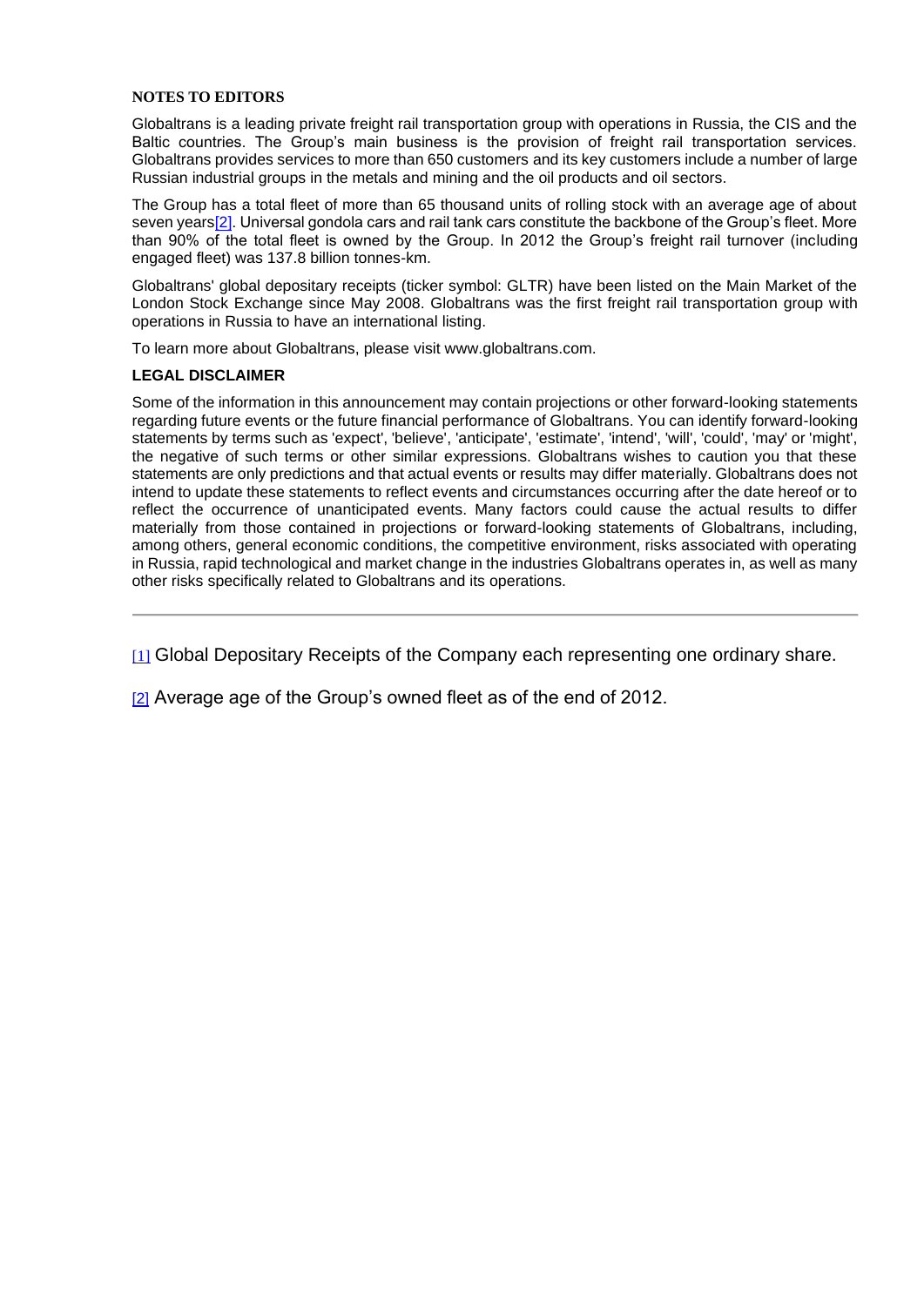**NOTES TO EDITORS**

Globaltrans is a leading private freight rail transportation group with operations in Russia, the CIS and the Baltic countries. The Group's main business is the provision of freight rail transportation services. Globaltrans provides services to more than 650 customers and its key customers include a number of large Russian industrial groups in the metals and mining and the oil products and oil sectors.

The Group has a total fleet of more than 65 thousand units of rolling stock with an average age of about seven years[2]. Universal gondola cars and rail tank cars constitute the backbone of the Group's fleet. More than 90% of the total fleet is owned by the Group. In 2012 the Group's freight rail turnover (including engaged fleet) was 137.8 billion tonnes-km.

Globaltrans' global depositary receipts (ticker symbol: GLTR) have been listed on the Main Market of the London Stock Exchange since May 2008. Globaltrans was the first freight rail transportation group with operations in Russia to have an international listing.

To learn more about Globaltrans, please visit www.globaltrans.com.

**LEGAL DISCLAIMER**

Some of the information in this announcement may contain projections or other forward-looking statements regarding future events or the future financial performance of Globaltrans. You can identify forward-looking statements by terms such as 'expect', 'believe', 'anticipate', 'estimate', 'intend', 'will', 'could', 'may' or 'might', the negative of such terms or other similar expressions. Globaltrans wishes to caution you that these statements are only predictions and that actual events or results may differ materially. Globaltrans does not intend to update these statements to reflect events and circumstances occurring after the date hereof or to reflect the occurrence of unanticipated events. Many factors could cause the actual results to differ materially from those contained in projections or forward-looking statements of Globaltrans, including, among others, general economic conditions, the competitive environment, risks associated with operating in Russia, rapid technological and market change in the industries Globaltrans operates in, as well as many other risks specifically related to Globaltrans and its operations.

---

[1] Global Depositary Receipts of the Company each representing one ordinary share.

[2] Average age of the Group's owned fleet as of the end of 2012.